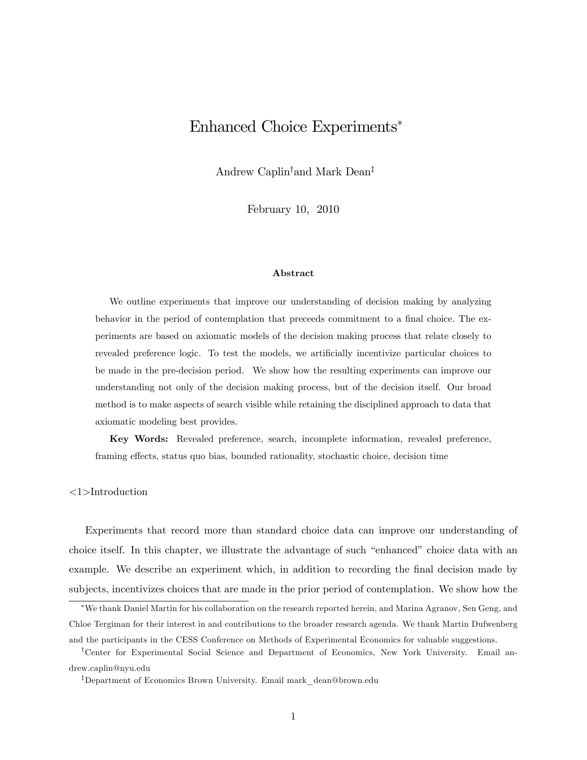# Enhanced Choice Experiments*

Andrew Caplin† and Mark Dean‡

February 10, 2010

**Abstract**

We outline experiments that improve our understanding of decision making by analyzing behavior in the period of contemplation that preceeds commitment to a final choice. The experiments are based on axiomatic models of the decision making process that relate closely to revealed preference logic. To test the models, we artificially incentivize particular choices to be made in the pre-decision period. We show how the resulting experiments can improve our understanding not only of the decision making process, but of the decision itself. Our broad method is to make aspects of search visible while retaining the disciplined approach to data that axiomatic modeling best provides.

**Key Words:** Revealed preference, search, incomplete information, revealed preference, framing effects, status quo bias, bounded rationality, stochastic choice, decision time

<1>Introduction

Experiments that record more than standard choice data can improve our understanding of choice itself. In this chapter, we illustrate the advantage of such "enhanced" choice data with an example. We describe an experiment which, in addition to recording the final decision made by subjects, incentivizes choices that are made in the prior period of contemplation. We show how the

---

*We thank Daniel Martin for his collaboration on the research reported herein, and Marina Agranov, Sen Geng, and Chloe Tergiman for their interest in and contributions to the broader research agenda. We thank Martin Dufwenberg and the participants in the CESS Conference on Methods of Experimental Economics for valuable suggestions.

†Center for Experimental Social Science and Department of Economics, New York University. Email andrew.caplin@nyu.edu

‡Department of Economics Brown University. Email mark_dean@brown.edu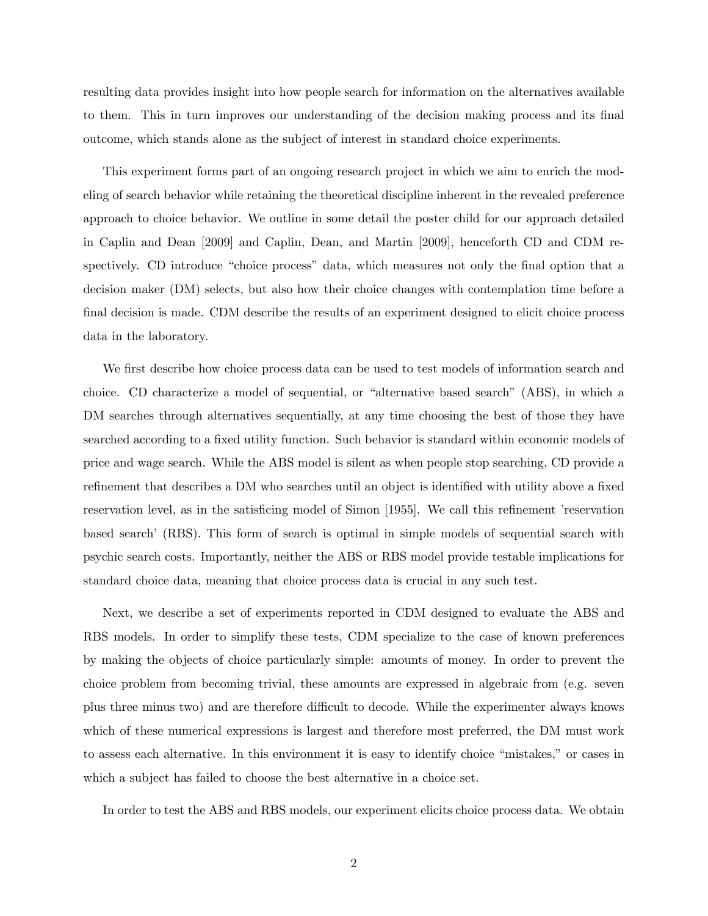resulting data provides insight into how people search for information on the alternatives available to them. This in turn improves our understanding of the decision making process and its final outcome, which stands alone as the subject of interest in standard choice experiments.

This experiment forms part of an ongoing research project in which we aim to enrich the modeling of search behavior while retaining the theoretical discipline inherent in the revealed preference approach to choice behavior. We outline in some detail the poster child for our approach detailed in Caplin and Dean [2009] and Caplin, Dean, and Martin [2009], henceforth CD and CDM respectively. CD introduce "choice process" data, which measures not only the final option that a decision maker (DM) selects, but also how their choice changes with contemplation time before a final decision is made. CDM describe the results of an experiment designed to elicit choice process data in the laboratory.

We first describe how choice process data can be used to test models of information search and choice. CD characterize a model of sequential, or "alternative based search" (ABS), in which a DM searches through alternatives sequentially, at any time choosing the best of those they have searched according to a fixed utility function. Such behavior is standard within economic models of price and wage search. While the ABS model is silent as when people stop searching, CD provide a refinement that describes a DM who searches until an object is identified with utility above a fixed reservation level, as in the satisficing model of Simon [1955]. We call this refinement 'reservation based search' (RBS). This form of search is optimal in simple models of sequential search with psychic search costs. Importantly, neither the ABS or RBS model provide testable implications for standard choice data, meaning that choice process data is crucial in any such test.

Next, we describe a set of experiments reported in CDM designed to evaluate the ABS and RBS models. In order to simplify these tests, CDM specialize to the case of known preferences by making the objects of choice particularly simple: amounts of money. In order to prevent the choice problem from becoming trivial, these amounts are expressed in algebraic from (e.g. seven plus three minus two) and are therefore difficult to decode. While the experimenter always knows which of these numerical expressions is largest and therefore most preferred, the DM must work to assess each alternative. In this environment it is easy to identify choice "mistakes," or cases in which a subject has failed to choose the best alternative in a choice set.

In order to test the ABS and RBS models, our experiment elicits choice process data. We obtain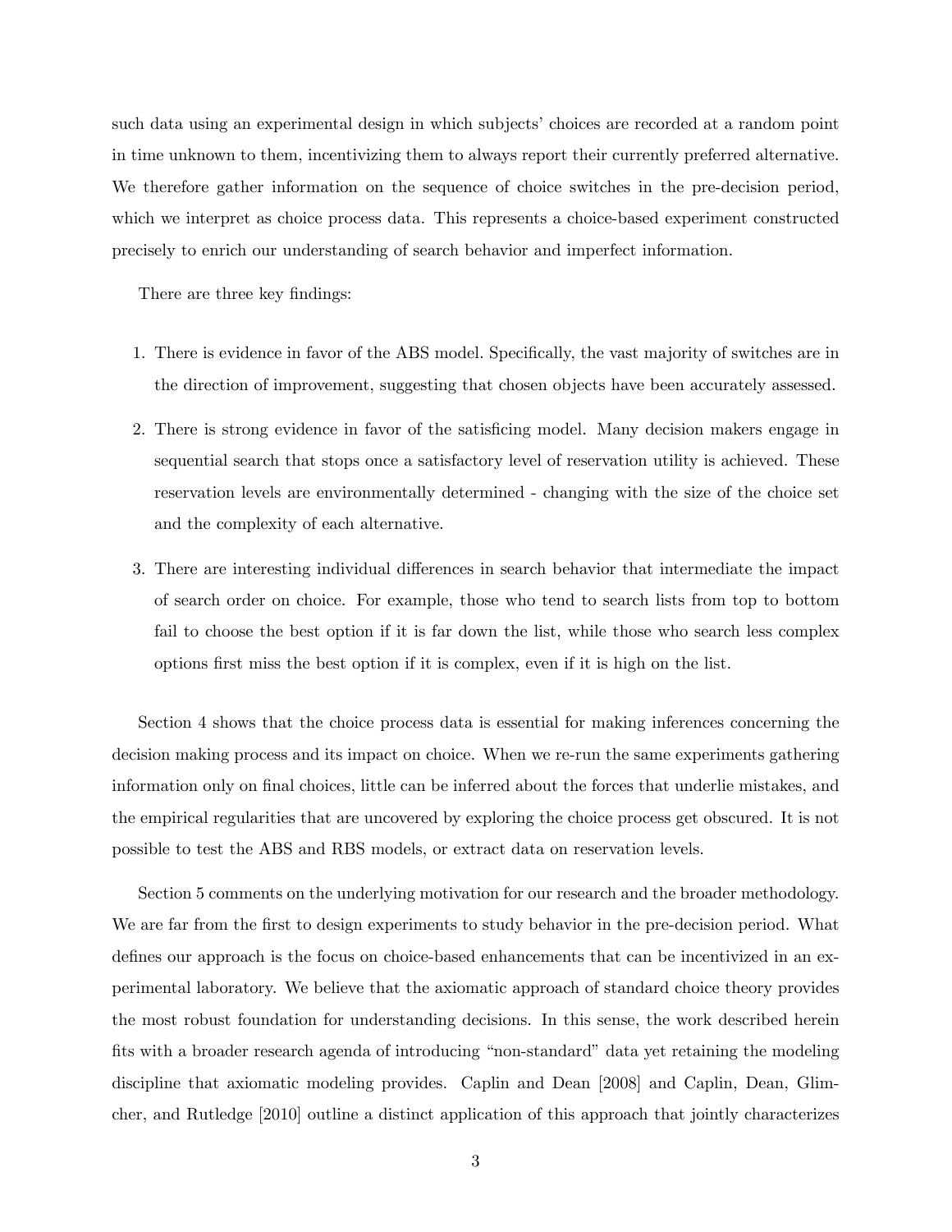such data using an experimental design in which subjects' choices are recorded at a random point in time unknown to them, incentivizing them to always report their currently preferred alternative. We therefore gather information on the sequence of choice switches in the pre-decision period, which we interpret as choice process data. This represents a choice-based experiment constructed precisely to enrich our understanding of search behavior and imperfect information.

There are three key findings:

1. There is evidence in favor of the ABS model. Specifically, the vast majority of switches are in the direction of improvement, suggesting that chosen objects have been accurately assessed.
2. There is strong evidence in favor of the satisficing model. Many decision makers engage in sequential search that stops once a satisfactory level of reservation utility is achieved. These reservation levels are environmentally determined - changing with the size of the choice set and the complexity of each alternative.
3. There are interesting individual differences in search behavior that intermediate the impact of search order on choice. For example, those who tend to search lists from top to bottom fail to choose the best option if it is far down the list, while those who search less complex options first miss the best option if it is complex, even if it is high on the list.

Section 4 shows that the choice process data is essential for making inferences concerning the decision making process and its impact on choice. When we re-run the same experiments gathering information only on final choices, little can be inferred about the forces that underlie mistakes, and the empirical regularities that are uncovered by exploring the choice process get obscured. It is not possible to test the ABS and RBS models, or extract data on reservation levels.

Section 5 comments on the underlying motivation for our research and the broader methodology. We are far from the first to design experiments to study behavior in the pre-decision period. What defines our approach is the focus on choice-based enhancements that can be incentivized in an experimental laboratory. We believe that the axiomatic approach of standard choice theory provides the most robust foundation for understanding decisions. In this sense, the work described herein fits with a broader research agenda of introducing "non-standard" data yet retaining the modeling discipline that axiomatic modeling provides. Caplin and Dean [2008] and Caplin, Dean, Glimcher, and Rutledge [2010] outline a distinct application of this approach that jointly characterizes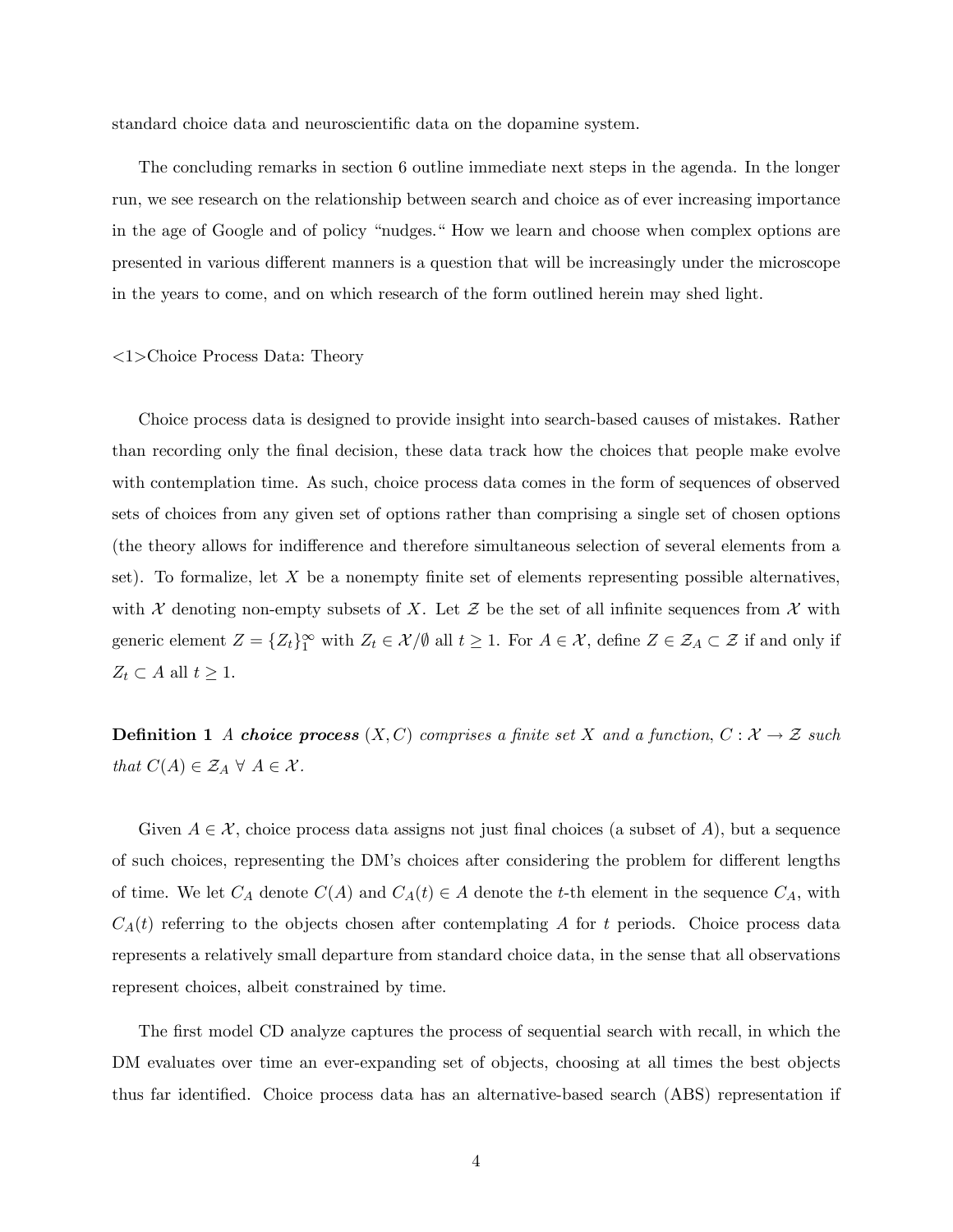standard choice data and neuroscientific data on the dopamine system.

The concluding remarks in section 6 outline immediate next steps in the agenda. In the longer run, we see research on the relationship between search and choice as of ever increasing importance in the age of Google and of policy "nudges." How we learn and choose when complex options are presented in various different manners is a question that will be increasingly under the microscope in the years to come, and on which research of the form outlined herein may shed light.

<1>Choice Process Data: Theory

Choice process data is designed to provide insight into search-based causes of mistakes. Rather than recording only the final decision, these data track how the choices that people make evolve with contemplation time. As such, choice process data comes in the form of sequences of observed sets of choices from any given set of options rather than comprising a single set of chosen options (the theory allows for indifference and therefore simultaneous selection of several elements from a set). To formalize, let $X$ be a nonempty finite set of elements representing possible alternatives, with $\mathcal{X}$ denoting non-empty subsets of $X$. Let $\mathcal{Z}$ be the set of all infinite sequences from $\mathcal{X}$ with generic element $Z = \{Z_t\}_1^\infty$ with $Z_t \in \mathcal{X}/\emptyset$ all $t \geq 1$. For $A \in \mathcal{X}$, define $Z \in \mathcal{Z}_A \subset \mathcal{Z}$ if and only if $Z_t \subset A$ all $t \geq 1$.

**Definition 1** *A* ***choice process*** *$(X, C)$ comprises a finite set $X$ and a function, $C : \mathcal{X} \to \mathcal{Z}$ such that $C(A) \in \mathcal{Z}_A \ \forall \ A \in \mathcal{X}$.*

Given $A \in \mathcal{X}$, choice process data assigns not just final choices (a subset of $A$), but a sequence of such choices, representing the DM's choices after considering the problem for different lengths of time. We let $C_A$ denote $C(A)$ and $C_A(t) \in A$ denote the $t$-th element in the sequence $C_A$, with $C_A(t)$ referring to the objects chosen after contemplating $A$ for $t$ periods. Choice process data represents a relatively small departure from standard choice data, in the sense that all observations represent choices, albeit constrained by time.

The first model CD analyze captures the process of sequential search with recall, in which the DM evaluates over time an ever-expanding set of objects, choosing at all times the best objects thus far identified. Choice process data has an alternative-based search (ABS) representation if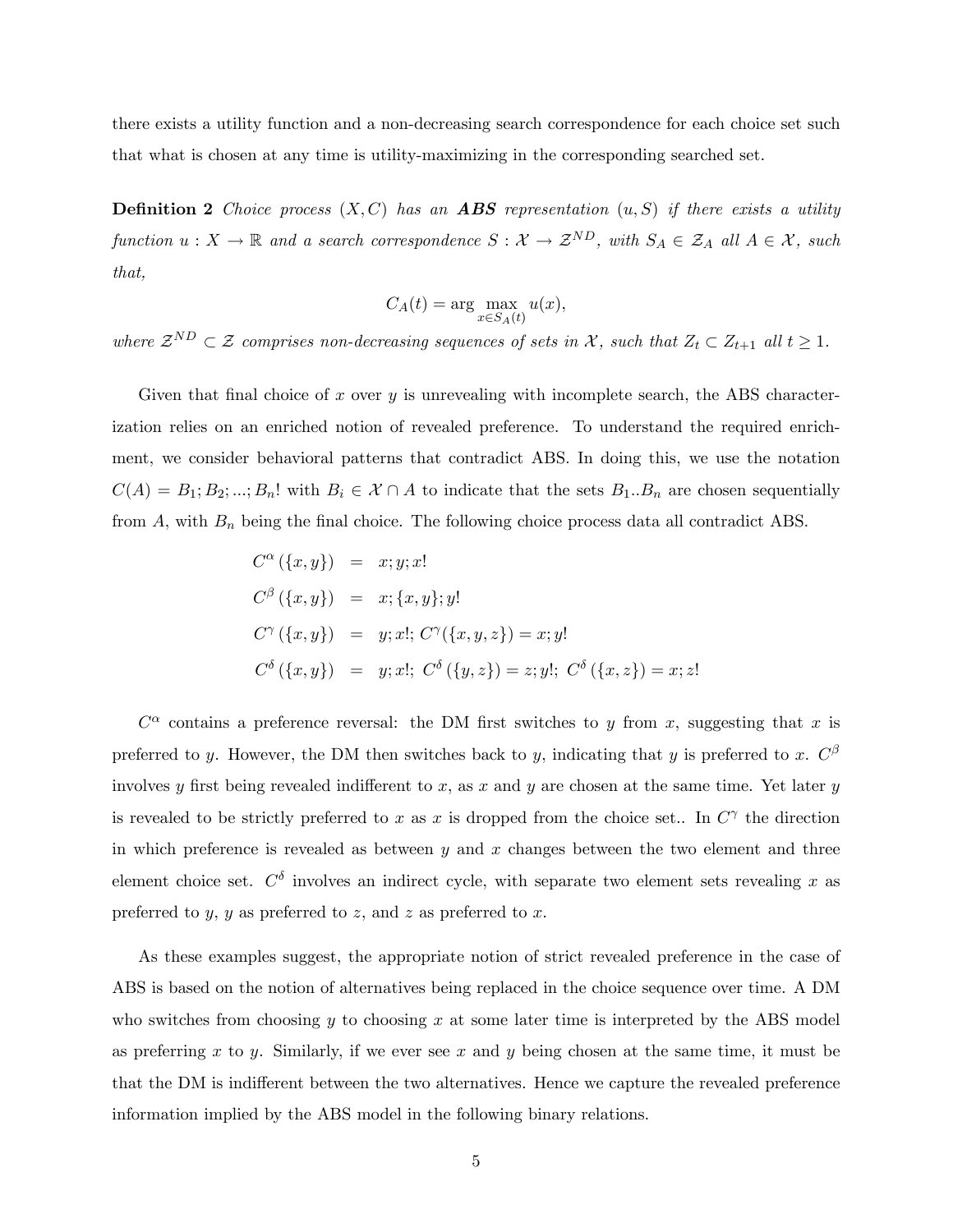there exists a utility function and a non-decreasing search correspondence for each choice set such that what is chosen at any time is utility-maximizing in the corresponding searched set.

**Definition 2** *Choice process $(X, C)$ has an **ABS** representation $(u, S)$ if there exists a utility function $u : X \to \mathbb{R}$ and a search correspondence $S : \mathcal{X} \to \mathcal{Z}^{ND}$, with $S_A \in \mathcal{Z}_A$ all $A \in \mathcal{X}$, such that,*

$$C_A(t) = \arg\max_{x \in S_A(t)} u(x),$$

*where $\mathcal{Z}^{ND} \subset \mathcal{Z}$ comprises non-decreasing sequences of sets in $\mathcal{X}$, such that $Z_t \subset Z_{t+1}$ all $t \geq 1$.*

Given that final choice of $x$ over $y$ is unrevealing with incomplete search, the ABS characterization relies on an enriched notion of revealed preference. To understand the required enrichment, we consider behavioral patterns that contradict ABS. In doing this, we use the notation $C(A) = B_1; B_2; ...; B_n!$ with $B_i \in \mathcal{X} \cap A$ to indicate that the sets $B_1..B_n$ are chosen sequentially from $A$, with $B_n$ being the final choice. The following choice process data all contradict ABS.

$$\begin{aligned}
C^{\alpha}(\{x, y\}) &= x; y; x! \\
C^{\beta}(\{x, y\}) &= x; \{x, y\}; y! \\
C^{\gamma}(\{x, y\}) &= y; x!;\ C^{\gamma}(\{x, y, z\}) = x; y! \\
C^{\delta}(\{x, y\}) &= y; x!;\ C^{\delta}(\{y, z\}) = z; y!;\ C^{\delta}(\{x, z\}) = x; z!
\end{aligned}$$

$C^{\alpha}$ contains a preference reversal: the DM first switches to $y$ from $x$, suggesting that $x$ is preferred to $y$. However, the DM then switches back to $y$, indicating that $y$ is preferred to $x$. $C^{\beta}$ involves $y$ first being revealed indifferent to $x$, as $x$ and $y$ are chosen at the same time. Yet later $y$ is revealed to be strictly preferred to $x$ as $x$ is dropped from the choice set.. In $C^{\gamma}$ the direction in which preference is revealed as between $y$ and $x$ changes between the two element and three element choice set. $C^{\delta}$ involves an indirect cycle, with separate two element sets revealing $x$ as preferred to $y$, $y$ as preferred to $z$, and $z$ as preferred to $x$.

As these examples suggest, the appropriate notion of strict revealed preference in the case of ABS is based on the notion of alternatives being replaced in the choice sequence over time. A DM who switches from choosing $y$ to choosing $x$ at some later time is interpreted by the ABS model as preferring $x$ to $y$. Similarly, if we ever see $x$ and $y$ being chosen at the same time, it must be that the DM is indifferent between the two alternatives. Hence we capture the revealed preference information implied by the ABS model in the following binary relations.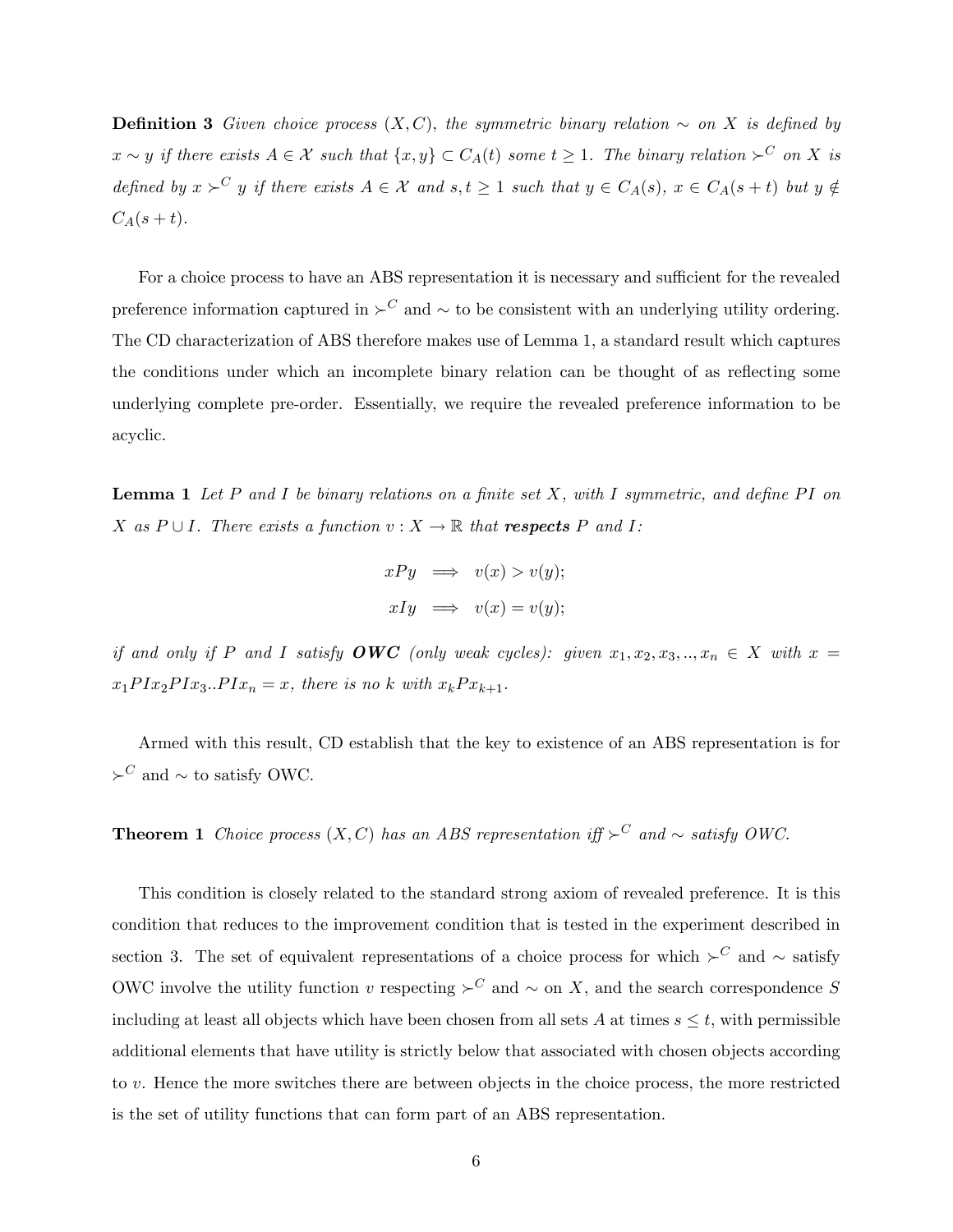**Definition 3** *Given choice process $(X, C)$, the symmetric binary relation $\sim$ on $X$ is defined by $x \sim y$ if there exists $A \in \mathcal{X}$ such that $\{x, y\} \subset C_A(t)$ some $t \geq 1$. The binary relation $\succ^C$ on $X$ is defined by $x \succ^C y$ if there exists $A \in \mathcal{X}$ and $s, t \geq 1$ such that $y \in C_A(s)$, $x \in C_A(s+t)$ but $y \notin C_A(s+t)$.*

For a choice process to have an ABS representation it is necessary and sufficient for the revealed preference information captured in $\succ^C$ and $\sim$ to be consistent with an underlying utility ordering. The CD characterization of ABS therefore makes use of Lemma 1, a standard result which captures the conditions under which an incomplete binary relation can be thought of as reflecting some underlying complete pre-order. Essentially, we require the revealed preference information to be acyclic.

**Lemma 1** *Let $P$ and $I$ be binary relations on a finite set $X$, with $I$ symmetric, and define $PI$ on $X$ as $P \cup I$. There exists a function $v : X \to \mathbb{R}$ that **respects** $P$ and $I$:*

$$xPy \implies v(x) > v(y);$$

$$xIy \implies v(x) = v(y);$$

*if and only if $P$ and $I$ satisfy **OWC** (only weak cycles): given $x_1, x_2, x_3, .., x_n \in X$ with $x = x_1 PI x_2 PI x_3 .. PI x_n = x$, there is no $k$ with $x_k P x_{k+1}$.*

Armed with this result, CD establish that the key to existence of an ABS representation is for $\succ^C$ and $\sim$ to satisfy OWC.

**Theorem 1** *Choice process $(X, C)$ has an ABS representation iff $\succ^C$ and $\sim$ satisfy OWC.*

This condition is closely related to the standard strong axiom of revealed preference. It is this condition that reduces to the improvement condition that is tested in the experiment described in section 3. The set of equivalent representations of a choice process for which $\succ^C$ and $\sim$ satisfy OWC involve the utility function $v$ respecting $\succ^C$ and $\sim$ on $X$, and the search correspondence $S$ including at least all objects which have been chosen from all sets $A$ at times $s \leq t$, with permissible additional elements that have utility is strictly below that associated with chosen objects according to $v$. Hence the more switches there are between objects in the choice process, the more restricted is the set of utility functions that can form part of an ABS representation.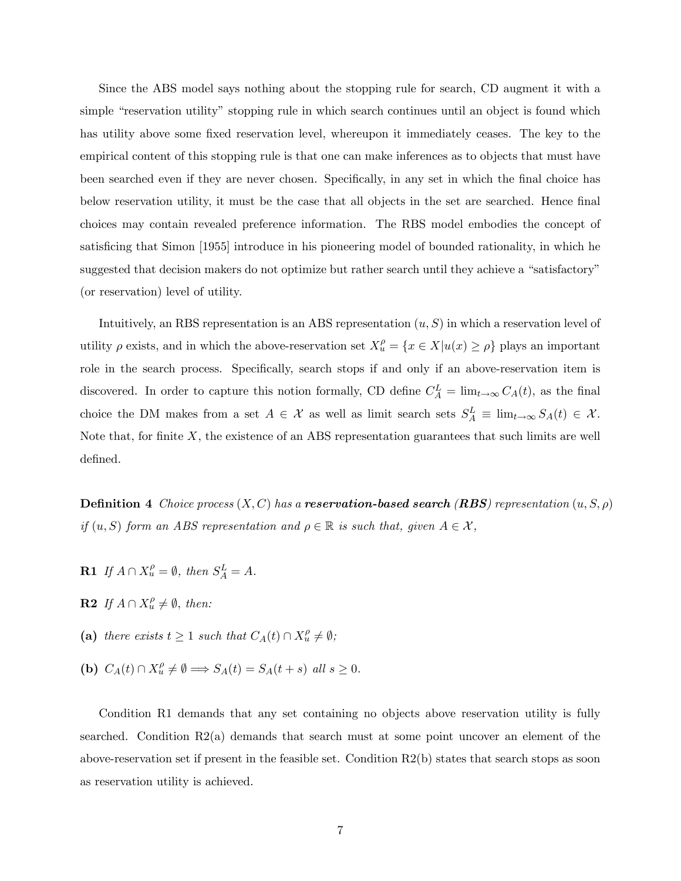Since the ABS model says nothing about the stopping rule for search, CD augment it with a simple "reservation utility" stopping rule in which search continues until an object is found which has utility above some fixed reservation level, whereupon it immediately ceases. The key to the empirical content of this stopping rule is that one can make inferences as to objects that must have been searched even if they are never chosen. Specifically, in any set in which the final choice has below reservation utility, it must be the case that all objects in the set are searched. Hence final choices may contain revealed preference information. The RBS model embodies the concept of satisficing that Simon [1955] introduce in his pioneering model of bounded rationality, in which he suggested that decision makers do not optimize but rather search until they achieve a "satisfactory" (or reservation) level of utility.

Intuitively, an RBS representation is an ABS representation $(u, S)$ in which a reservation level of utility $\rho$ exists, and in which the above-reservation set $X_u^\rho = \{x \in X | u(x) \geq \rho\}$ plays an important role in the search process. Specifically, search stops if and only if an above-reservation item is discovered. In order to capture this notion formally, CD define $C_A^L = \lim_{t \to \infty} C_A(t)$, as the final choice the DM makes from a set $A \in \mathcal{X}$ as well as limit search sets $S_A^L \equiv \lim_{t \to \infty} S_A(t) \in \mathcal{X}$. Note that, for finite $X$, the existence of an ABS representation guarantees that such limits are well defined.

**Definition 4** *Choice process $(X, C)$ has a **reservation-based search (RBS)** representation $(u, S, \rho)$ if $(u, S)$ form an ABS representation and $\rho \in \mathbb{R}$ is such that, given $A \in \mathcal{X}$,*

**R1** *If $A \cap X_u^\rho = \emptyset$, then $S_A^L = A$.*

**R2** *If $A \cap X_u^\rho \neq \emptyset$, then:*

**(a)** *there exists $t \geq 1$ such that $C_A(t) \cap X_u^\rho \neq \emptyset$;*

**(b)** *$C_A(t) \cap X_u^\rho \neq \emptyset \Longrightarrow S_A(t) = S_A(t + s)$ all $s \geq 0$.*

Condition R1 demands that any set containing no objects above reservation utility is fully searched. Condition R2(a) demands that search must at some point uncover an element of the above-reservation set if present in the feasible set. Condition R2(b) states that search stops as soon as reservation utility is achieved.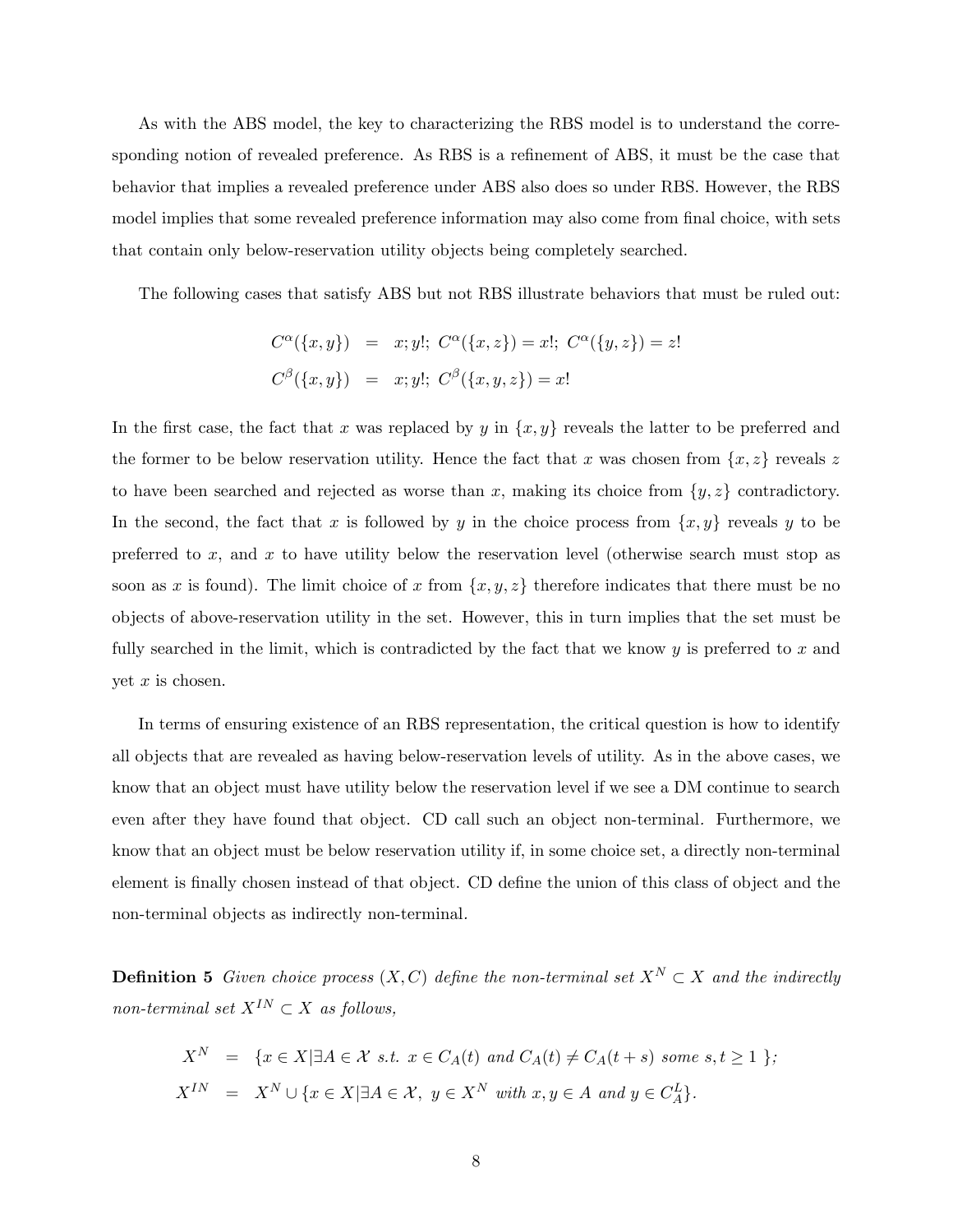As with the ABS model, the key to characterizing the RBS model is to understand the corresponding notion of revealed preference. As RBS is a refinement of ABS, it must be the case that behavior that implies a revealed preference under ABS also does so under RBS. However, the RBS model implies that some revealed preference information may also come from final choice, with sets that contain only below-reservation utility objects being completely searched.

The following cases that satisfy ABS but not RBS illustrate behaviors that must be ruled out:

$$
\begin{aligned}
C^{\alpha}(\{x,y\}) &= x; y!;\ C^{\alpha}(\{x,z\}) = x!;\ C^{\alpha}(\{y,z\}) = z! \\
C^{\beta}(\{x,y\}) &= x; y!;\ C^{\beta}(\{x,y,z\}) = x!
\end{aligned}
$$

In the first case, the fact that $x$ was replaced by $y$ in $\{x,y\}$ reveals the latter to be preferred and the former to be below reservation utility. Hence the fact that $x$ was chosen from $\{x,z\}$ reveals $z$ to have been searched and rejected as worse than $x$, making its choice from $\{y,z\}$ contradictory. In the second, the fact that $x$ is followed by $y$ in the choice process from $\{x,y\}$ reveals $y$ to be preferred to $x$, and $x$ to have utility below the reservation level (otherwise search must stop as soon as $x$ is found). The limit choice of $x$ from $\{x,y,z\}$ therefore indicates that there must be no objects of above-reservation utility in the set. However, this in turn implies that the set must be fully searched in the limit, which is contradicted by the fact that we know $y$ is preferred to $x$ and yet $x$ is chosen.

In terms of ensuring existence of an RBS representation, the critical question is how to identify all objects that are revealed as having below-reservation levels of utility. As in the above cases, we know that an object must have utility below the reservation level if we see a DM continue to search even after they have found that object. CD call such an object non-terminal. Furthermore, we know that an object must be below reservation utility if, in some choice set, a directly non-terminal element is finally chosen instead of that object. CD define the union of this class of object and the non-terminal objects as indirectly non-terminal.

**Definition 5** *Given choice process $(X, C)$ define the non-terminal set $X^N \subset X$ and the indirectly non-terminal set $X^{IN} \subset X$ as follows,*

$$
\begin{aligned}
X^N &= \{x \in X | \exists A \in \mathcal{X} \text{ s.t. } x \in C_A(t) \text{ and } C_A(t) \neq C_A(t+s) \text{ some } s,t \geq 1 \}; \\
X^{IN} &= X^N \cup \{x \in X | \exists A \in \mathcal{X},\ y \in X^N \text{ with } x,y \in A \text{ and } y \in C_A^L\}.
\end{aligned}
$$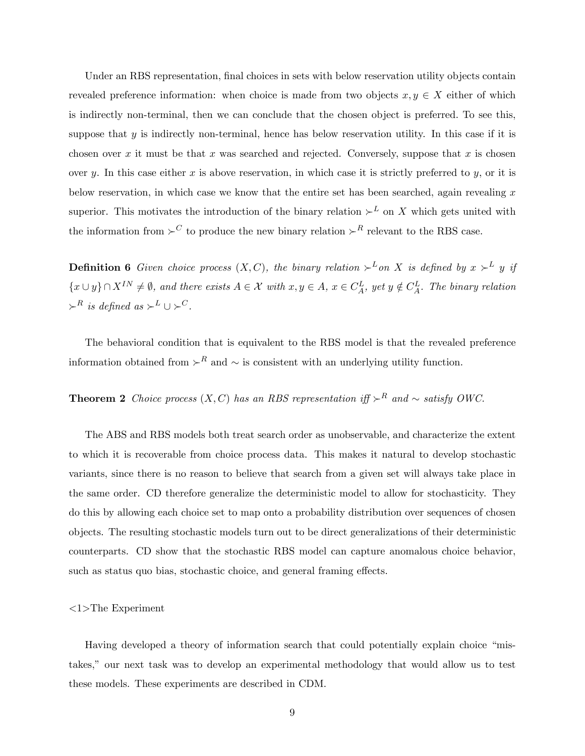Under an RBS representation, final choices in sets with below reservation utility objects contain revealed preference information: when choice is made from two objects $x, y \in X$ either of which is indirectly non-terminal, then we can conclude that the chosen object is preferred. To see this, suppose that $y$ is indirectly non-terminal, hence has below reservation utility. In this case if it is chosen over $x$ it must be that $x$ was searched and rejected. Conversely, suppose that $x$ is chosen over $y$. In this case either $x$ is above reservation, in which case it is strictly preferred to $y$, or it is below reservation, in which case we know that the entire set has been searched, again revealing $x$ superior. This motivates the introduction of the binary relation $\succ^L$ on $X$ which gets united with the information from $\succ^C$ to produce the new binary relation $\succ^R$ relevant to the RBS case.

**Definition 6** *Given choice process $(X, C)$, the binary relation $\succ^L$on $X$ is defined by $x \succ^L y$ if $\{x \cup y\} \cap X^{IN} \neq \emptyset$, and there exists $A \in \mathcal{X}$ with $x, y \in A$, $x \in C_A^L$, yet $y \notin C_A^L$. The binary relation $\succ^R$ is defined as $\succ^L \cup \succ^C$.*

The behavioral condition that is equivalent to the RBS model is that the revealed preference information obtained from $\succ^R$ and $\sim$ is consistent with an underlying utility function.

**Theorem 2** *Choice process $(X, C)$ has an RBS representation iff $\succ^R$ and $\sim$ satisfy OWC.*

The ABS and RBS models both treat search order as unobservable, and characterize the extent to which it is recoverable from choice process data. This makes it natural to develop stochastic variants, since there is no reason to believe that search from a given set will always take place in the same order. CD therefore generalize the deterministic model to allow for stochasticity. They do this by allowing each choice set to map onto a probability distribution over sequences of chosen objects. The resulting stochastic models turn out to be direct generalizations of their deterministic counterparts. CD show that the stochastic RBS model can capture anomalous choice behavior, such as status quo bias, stochastic choice, and general framing effects.

<1>The Experiment

Having developed a theory of information search that could potentially explain choice "mistakes," our next task was to develop an experimental methodology that would allow us to test these models. These experiments are described in CDM.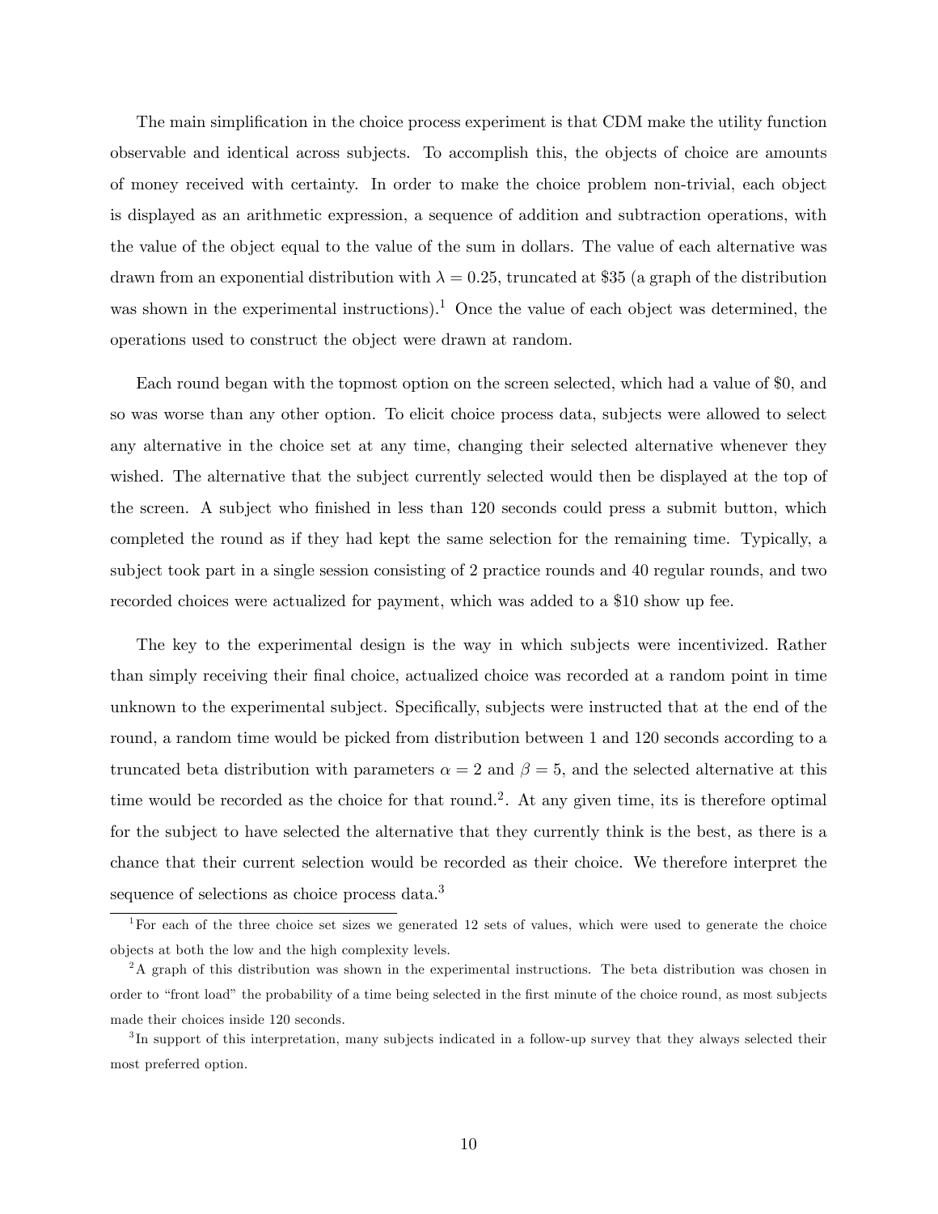The main simplification in the choice process experiment is that CDM make the utility function observable and identical across subjects. To accomplish this, the objects of choice are amounts of money received with certainty. In order to make the choice problem non-trivial, each object is displayed as an arithmetic expression, a sequence of addition and subtraction operations, with the value of the object equal to the value of the sum in dollars. The value of each alternative was drawn from an exponential distribution with $\lambda = 0.25$, truncated at \$35 (a graph of the distribution was shown in the experimental instructions).[1] Once the value of each object was determined, the operations used to construct the object were drawn at random.

Each round began with the topmost option on the screen selected, which had a value of \$0, and so was worse than any other option. To elicit choice process data, subjects were allowed to select any alternative in the choice set at any time, changing their selected alternative whenever they wished. The alternative that the subject currently selected would then be displayed at the top of the screen. A subject who finished in less than 120 seconds could press a submit button, which completed the round as if they had kept the same selection for the remaining time. Typically, a subject took part in a single session consisting of 2 practice rounds and 40 regular rounds, and two recorded choices were actualized for payment, which was added to a \$10 show up fee.

The key to the experimental design is the way in which subjects were incentivized. Rather than simply receiving their final choice, actualized choice was recorded at a random point in time unknown to the experimental subject. Specifically, subjects were instructed that at the end of the round, a random time would be picked from distribution between 1 and 120 seconds according to a truncated beta distribution with parameters $\alpha = 2$ and $\beta = 5$, and the selected alternative at this time would be recorded as the choice for that round.[2]. At any given time, its is therefore optimal for the subject to have selected the alternative that they currently think is the best, as there is a chance that their current selection would be recorded as their choice. We therefore interpret the sequence of selections as choice process data.[3]

---

[1] For each of the three choice set sizes we generated 12 sets of values, which were used to generate the choice objects at both the low and the high complexity levels.

[2] A graph of this distribution was shown in the experimental instructions. The beta distribution was chosen in order to "front load" the probability of a time being selected in the first minute of the choice round, as most subjects made their choices inside 120 seconds.

[3] In support of this interpretation, many subjects indicated in a follow-up survey that they always selected their most preferred option.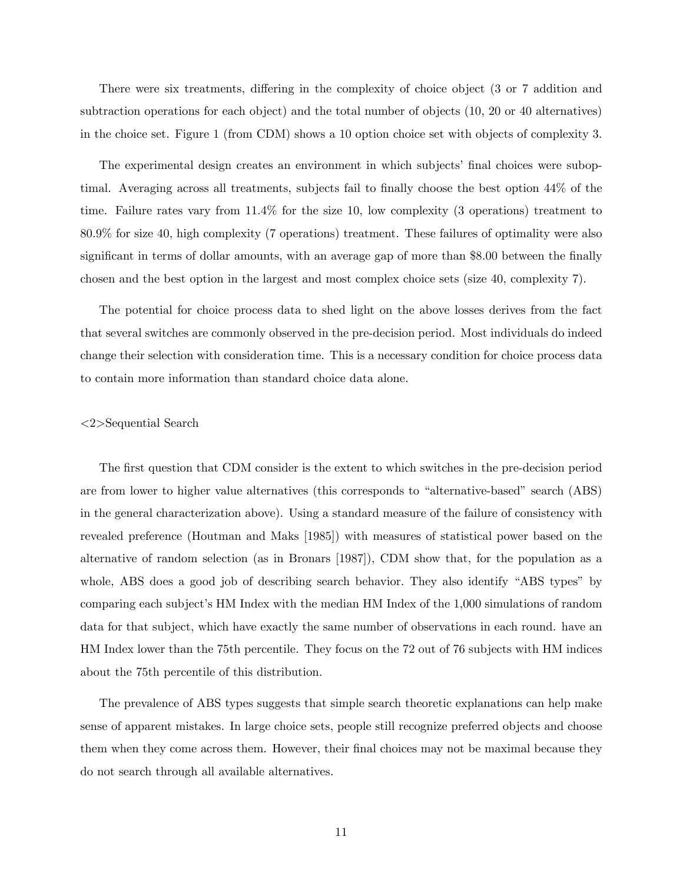There were six treatments, differing in the complexity of choice object (3 or 7 addition and subtraction operations for each object) and the total number of objects (10, 20 or 40 alternatives) in the choice set. Figure 1 (from CDM) shows a 10 option choice set with objects of complexity 3.

The experimental design creates an environment in which subjects' final choices were suboptimal. Averaging across all treatments, subjects fail to finally choose the best option 44% of the time. Failure rates vary from 11.4% for the size 10, low complexity (3 operations) treatment to 80.9% for size 40, high complexity (7 operations) treatment. These failures of optimality were also significant in terms of dollar amounts, with an average gap of more than $8.00 between the finally chosen and the best option in the largest and most complex choice sets (size 40, complexity 7).

The potential for choice process data to shed light on the above losses derives from the fact that several switches are commonly observed in the pre-decision period. Most individuals do indeed change their selection with consideration time. This is a necessary condition for choice process data to contain more information than standard choice data alone.

<2>Sequential Search

The first question that CDM consider is the extent to which switches in the pre-decision period are from lower to higher value alternatives (this corresponds to "alternative-based" search (ABS) in the general characterization above). Using a standard measure of the failure of consistency with revealed preference (Houtman and Maks [1985]) with measures of statistical power based on the alternative of random selection (as in Bronars [1987]), CDM show that, for the population as a whole, ABS does a good job of describing search behavior. They also identify "ABS types" by comparing each subject's HM Index with the median HM Index of the 1,000 simulations of random data for that subject, which have exactly the same number of observations in each round. have an HM Index lower than the 75th percentile. They focus on the 72 out of 76 subjects with HM indices about the 75th percentile of this distribution.

The prevalence of ABS types suggests that simple search theoretic explanations can help make sense of apparent mistakes. In large choice sets, people still recognize preferred objects and choose them when they come across them. However, their final choices may not be maximal because they do not search through all available alternatives.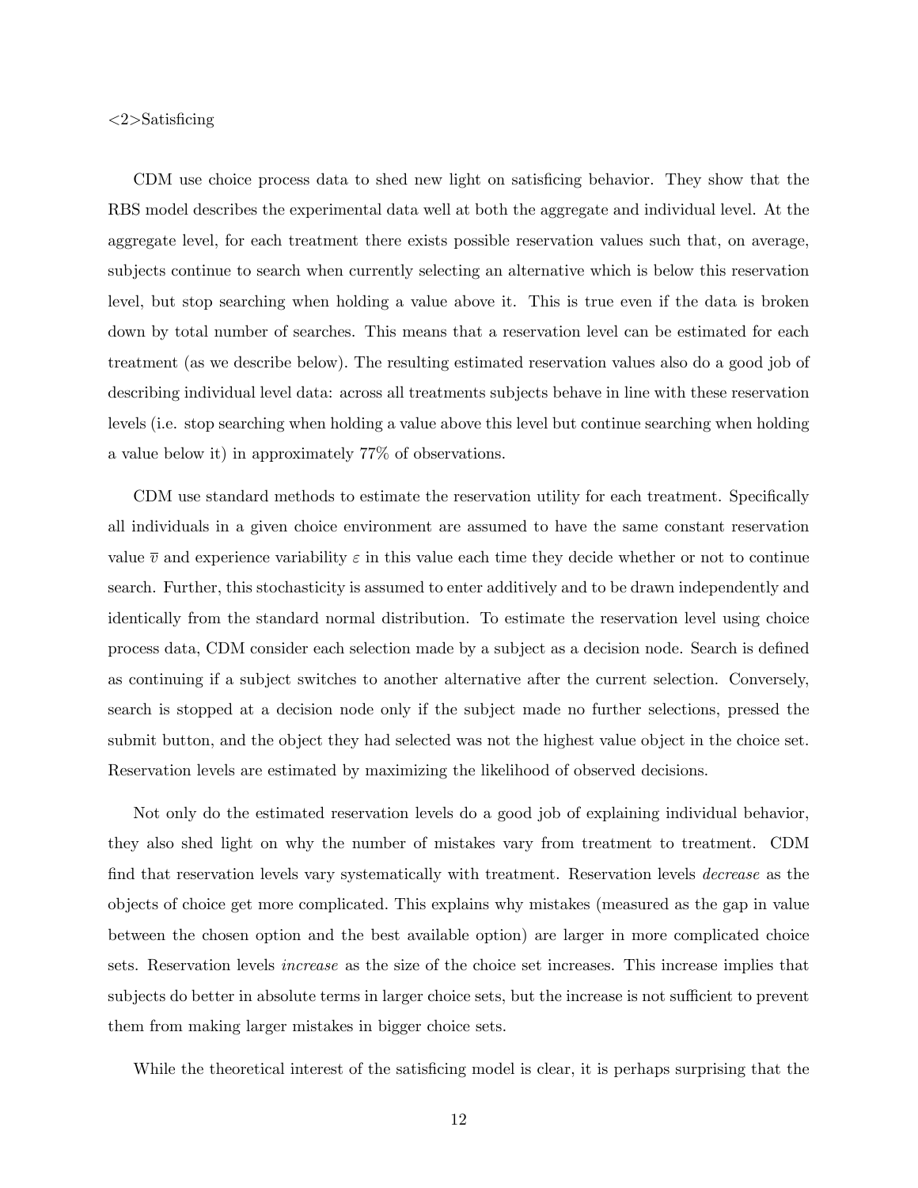<2>Satisficing

CDM use choice process data to shed new light on satisficing behavior. They show that the RBS model describes the experimental data well at both the aggregate and individual level. At the aggregate level, for each treatment there exists possible reservation values such that, on average, subjects continue to search when currently selecting an alternative which is below this reservation level, but stop searching when holding a value above it. This is true even if the data is broken down by total number of searches. This means that a reservation level can be estimated for each treatment (as we describe below). The resulting estimated reservation values also do a good job of describing individual level data: across all treatments subjects behave in line with these reservation levels (i.e. stop searching when holding a value above this level but continue searching when holding a value below it) in approximately 77% of observations.

CDM use standard methods to estimate the reservation utility for each treatment. Specifically all individuals in a given choice environment are assumed to have the same constant reservation value $\overline{v}$ and experience variability $\varepsilon$ in this value each time they decide whether or not to continue search. Further, this stochasticity is assumed to enter additively and to be drawn independently and identically from the standard normal distribution. To estimate the reservation level using choice process data, CDM consider each selection made by a subject as a decision node. Search is defined as continuing if a subject switches to another alternative after the current selection. Conversely, search is stopped at a decision node only if the subject made no further selections, pressed the submit button, and the object they had selected was not the highest value object in the choice set. Reservation levels are estimated by maximizing the likelihood of observed decisions.

Not only do the estimated reservation levels do a good job of explaining individual behavior, they also shed light on why the number of mistakes vary from treatment to treatment. CDM find that reservation levels vary systematically with treatment. Reservation levels *decrease* as the objects of choice get more complicated. This explains why mistakes (measured as the gap in value between the chosen option and the best available option) are larger in more complicated choice sets. Reservation levels *increase* as the size of the choice set increases. This increase implies that subjects do better in absolute terms in larger choice sets, but the increase is not sufficient to prevent them from making larger mistakes in bigger choice sets.

While the theoretical interest of the satisficing model is clear, it is perhaps surprising that the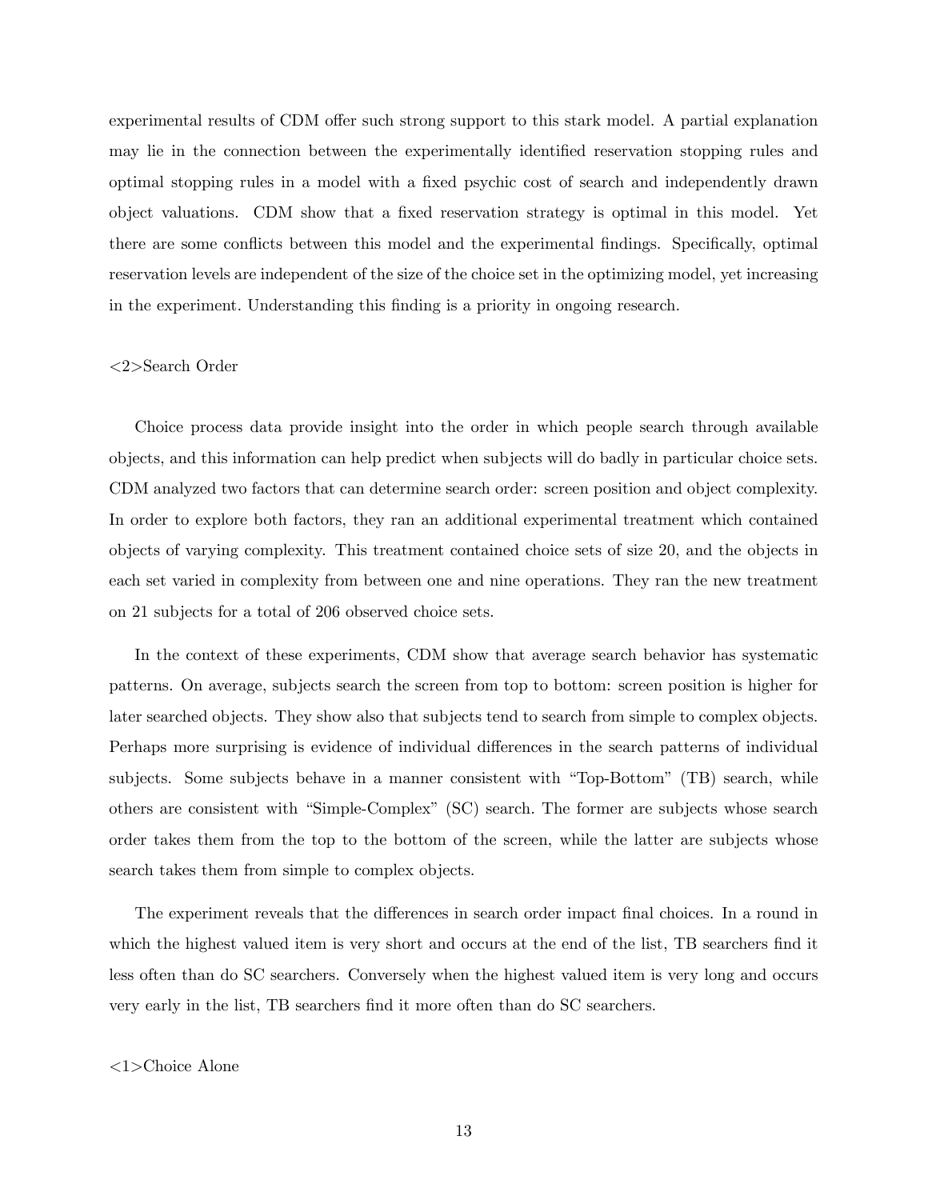experimental results of CDM offer such strong support to this stark model. A partial explanation may lie in the connection between the experimentally identified reservation stopping rules and optimal stopping rules in a model with a fixed psychic cost of search and independently drawn object valuations. CDM show that a fixed reservation strategy is optimal in this model. Yet there are some conflicts between this model and the experimental findings. Specifically, optimal reservation levels are independent of the size of the choice set in the optimizing model, yet increasing in the experiment. Understanding this finding is a priority in ongoing research.

<2>Search Order

Choice process data provide insight into the order in which people search through available objects, and this information can help predict when subjects will do badly in particular choice sets. CDM analyzed two factors that can determine search order: screen position and object complexity. In order to explore both factors, they ran an additional experimental treatment which contained objects of varying complexity. This treatment contained choice sets of size 20, and the objects in each set varied in complexity from between one and nine operations. They ran the new treatment on 21 subjects for a total of 206 observed choice sets.

In the context of these experiments, CDM show that average search behavior has systematic patterns. On average, subjects search the screen from top to bottom: screen position is higher for later searched objects. They show also that subjects tend to search from simple to complex objects. Perhaps more surprising is evidence of individual differences in the search patterns of individual subjects. Some subjects behave in a manner consistent with "Top-Bottom" (TB) search, while others are consistent with "Simple-Complex" (SC) search. The former are subjects whose search order takes them from the top to the bottom of the screen, while the latter are subjects whose search takes them from simple to complex objects.

The experiment reveals that the differences in search order impact final choices. In a round in which the highest valued item is very short and occurs at the end of the list, TB searchers find it less often than do SC searchers. Conversely when the highest valued item is very long and occurs very early in the list, TB searchers find it more often than do SC searchers.

<1>Choice Alone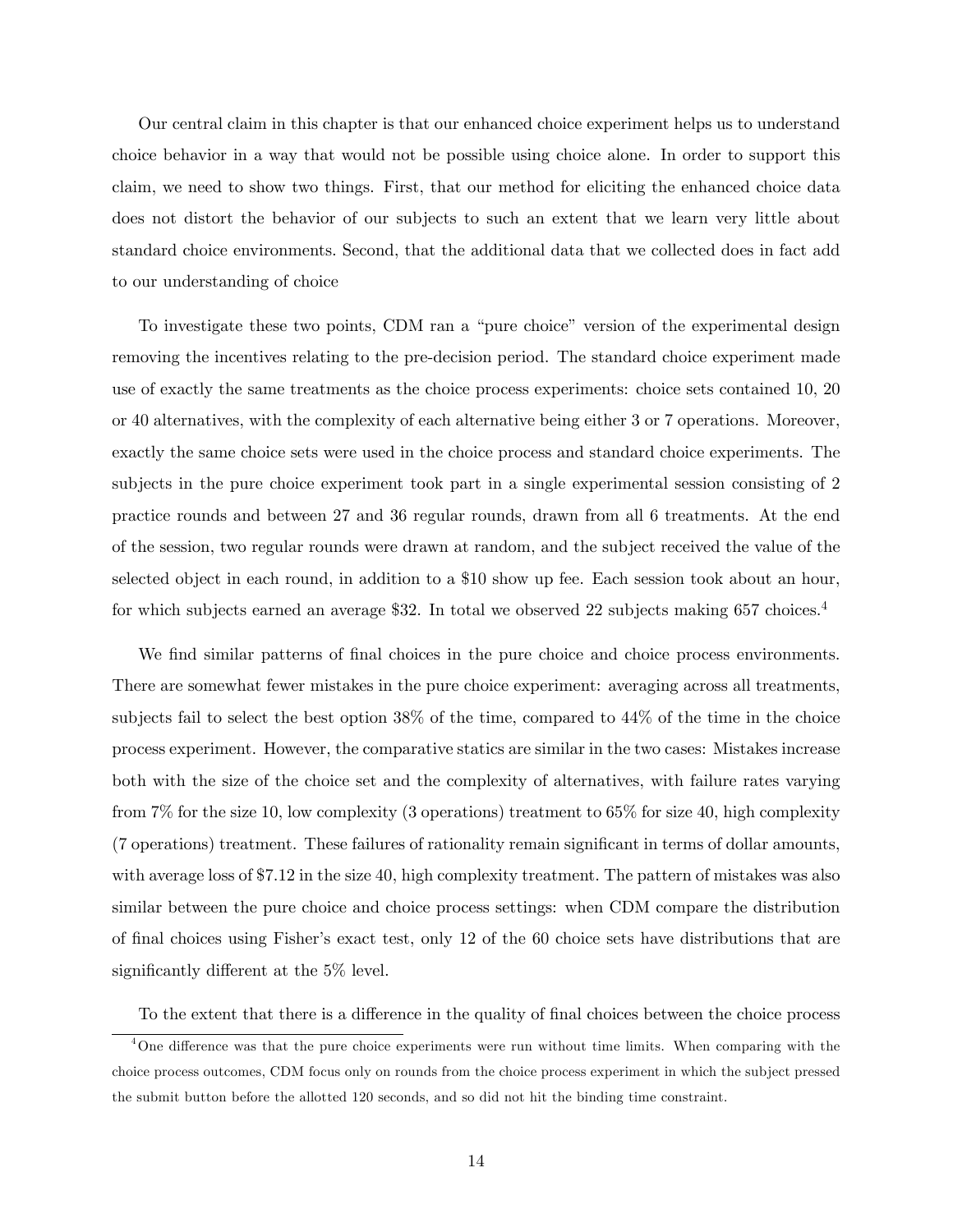Our central claim in this chapter is that our enhanced choice experiment helps us to understand choice behavior in a way that would not be possible using choice alone. In order to support this claim, we need to show two things. First, that our method for eliciting the enhanced choice data does not distort the behavior of our subjects to such an extent that we learn very little about standard choice environments. Second, that the additional data that we collected does in fact add to our understanding of choice

To investigate these two points, CDM ran a "pure choice" version of the experimental design removing the incentives relating to the pre-decision period. The standard choice experiment made use of exactly the same treatments as the choice process experiments: choice sets contained 10, 20 or 40 alternatives, with the complexity of each alternative being either 3 or 7 operations. Moreover, exactly the same choice sets were used in the choice process and standard choice experiments. The subjects in the pure choice experiment took part in a single experimental session consisting of 2 practice rounds and between 27 and 36 regular rounds, drawn from all 6 treatments. At the end of the session, two regular rounds were drawn at random, and the subject received the value of the selected object in each round, in addition to a $10 show up fee. Each session took about an hour, for which subjects earned an average $32. In total we observed 22 subjects making 657 choices.[4]

We find similar patterns of final choices in the pure choice and choice process environments. There are somewhat fewer mistakes in the pure choice experiment: averaging across all treatments, subjects fail to select the best option 38% of the time, compared to 44% of the time in the choice process experiment. However, the comparative statics are similar in the two cases: Mistakes increase both with the size of the choice set and the complexity of alternatives, with failure rates varying from 7% for the size 10, low complexity (3 operations) treatment to 65% for size 40, high complexity (7 operations) treatment. These failures of rationality remain significant in terms of dollar amounts, with average loss of $7.12 in the size 40, high complexity treatment. The pattern of mistakes was also similar between the pure choice and choice process settings: when CDM compare the distribution of final choices using Fisher's exact test, only 12 of the 60 choice sets have distributions that are significantly different at the 5% level.

To the extent that there is a difference in the quality of final choices between the choice process

[4] One difference was that the pure choice experiments were run without time limits. When comparing with the choice process outcomes, CDM focus only on rounds from the choice process experiment in which the subject pressed the submit button before the allotted 120 seconds, and so did not hit the binding time constraint.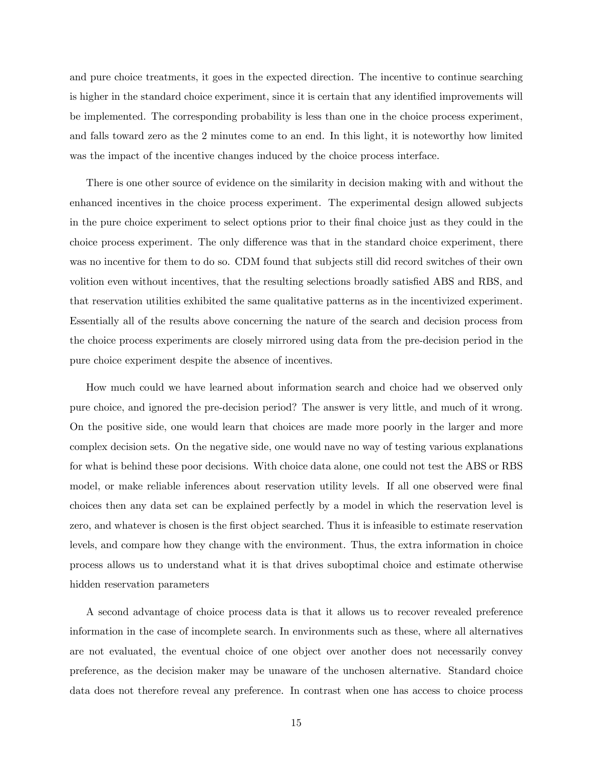and pure choice treatments, it goes in the expected direction. The incentive to continue searching is higher in the standard choice experiment, since it is certain that any identified improvements will be implemented. The corresponding probability is less than one in the choice process experiment, and falls toward zero as the 2 minutes come to an end. In this light, it is noteworthy how limited was the impact of the incentive changes induced by the choice process interface.

There is one other source of evidence on the similarity in decision making with and without the enhanced incentives in the choice process experiment. The experimental design allowed subjects in the pure choice experiment to select options prior to their final choice just as they could in the choice process experiment. The only difference was that in the standard choice experiment, there was no incentive for them to do so. CDM found that subjects still did record switches of their own volition even without incentives, that the resulting selections broadly satisfied ABS and RBS, and that reservation utilities exhibited the same qualitative patterns as in the incentivized experiment. Essentially all of the results above concerning the nature of the search and decision process from the choice process experiments are closely mirrored using data from the pre-decision period in the pure choice experiment despite the absence of incentives.

How much could we have learned about information search and choice had we observed only pure choice, and ignored the pre-decision period? The answer is very little, and much of it wrong. On the positive side, one would learn that choices are made more poorly in the larger and more complex decision sets. On the negative side, one would nave no way of testing various explanations for what is behind these poor decisions. With choice data alone, one could not test the ABS or RBS model, or make reliable inferences about reservation utility levels. If all one observed were final choices then any data set can be explained perfectly by a model in which the reservation level is zero, and whatever is chosen is the first object searched. Thus it is infeasible to estimate reservation levels, and compare how they change with the environment. Thus, the extra information in choice process allows us to understand what it is that drives suboptimal choice and estimate otherwise hidden reservation parameters

A second advantage of choice process data is that it allows us to recover revealed preference information in the case of incomplete search. In environments such as these, where all alternatives are not evaluated, the eventual choice of one object over another does not necessarily convey preference, as the decision maker may be unaware of the unchosen alternative. Standard choice data does not therefore reveal any preference. In contrast when one has access to choice process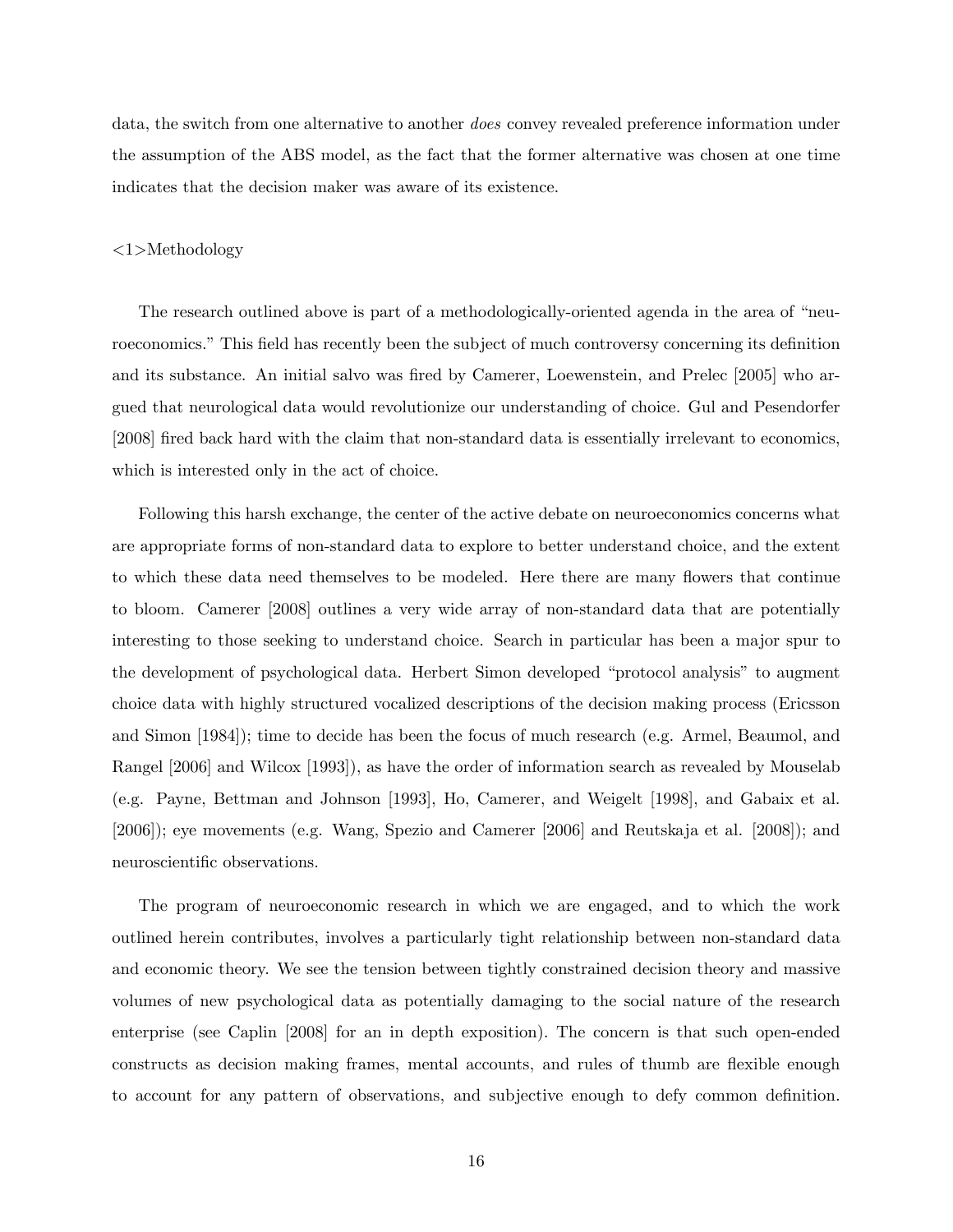data, the switch from one alternative to another *does* convey revealed preference information under the assumption of the ABS model, as the fact that the former alternative was chosen at one time indicates that the decision maker was aware of its existence.

<1>Methodology

The research outlined above is part of a methodologically-oriented agenda in the area of "neuroeconomics." This field has recently been the subject of much controversy concerning its definition and its substance. An initial salvo was fired by Camerer, Loewenstein, and Prelec [2005] who argued that neurological data would revolutionize our understanding of choice. Gul and Pesendorfer [2008] fired back hard with the claim that non-standard data is essentially irrelevant to economics, which is interested only in the act of choice.

Following this harsh exchange, the center of the active debate on neuroeconomics concerns what are appropriate forms of non-standard data to explore to better understand choice, and the extent to which these data need themselves to be modeled. Here there are many flowers that continue to bloom. Camerer [2008] outlines a very wide array of non-standard data that are potentially interesting to those seeking to understand choice. Search in particular has been a major spur to the development of psychological data. Herbert Simon developed "protocol analysis" to augment choice data with highly structured vocalized descriptions of the decision making process (Ericsson and Simon [1984]); time to decide has been the focus of much research (e.g. Armel, Beaumol, and Rangel [2006] and Wilcox [1993]), as have the order of information search as revealed by Mouselab (e.g. Payne, Bettman and Johnson [1993], Ho, Camerer, and Weigelt [1998], and Gabaix et al. [2006]); eye movements (e.g. Wang, Spezio and Camerer [2006] and Reutskaja et al. [2008]); and neuroscientific observations.

The program of neuroeconomic research in which we are engaged, and to which the work outlined herein contributes, involves a particularly tight relationship between non-standard data and economic theory. We see the tension between tightly constrained decision theory and massive volumes of new psychological data as potentially damaging to the social nature of the research enterprise (see Caplin [2008] for an in depth exposition). The concern is that such open-ended constructs as decision making frames, mental accounts, and rules of thumb are flexible enough to account for any pattern of observations, and subjective enough to defy common definition.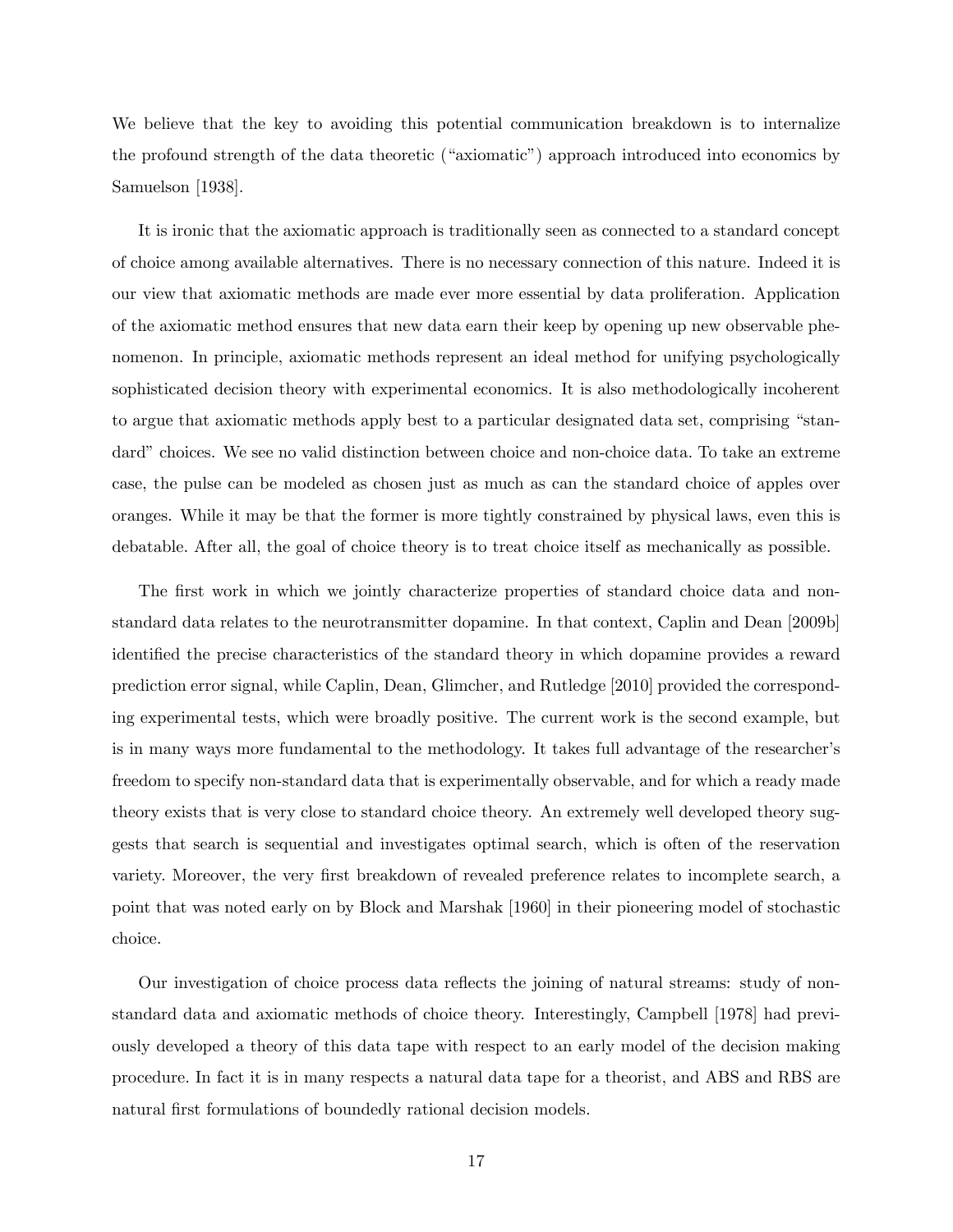We believe that the key to avoiding this potential communication breakdown is to internalize the profound strength of the data theoretic ("axiomatic") approach introduced into economics by Samuelson [1938].

It is ironic that the axiomatic approach is traditionally seen as connected to a standard concept of choice among available alternatives. There is no necessary connection of this nature. Indeed it is our view that axiomatic methods are made ever more essential by data proliferation. Application of the axiomatic method ensures that new data earn their keep by opening up new observable phenomenon. In principle, axiomatic methods represent an ideal method for unifying psychologically sophisticated decision theory with experimental economics. It is also methodologically incoherent to argue that axiomatic methods apply best to a particular designated data set, comprising "standard" choices. We see no valid distinction between choice and non-choice data. To take an extreme case, the pulse can be modeled as chosen just as much as can the standard choice of apples over oranges. While it may be that the former is more tightly constrained by physical laws, even this is debatable. After all, the goal of choice theory is to treat choice itself as mechanically as possible.

The first work in which we jointly characterize properties of standard choice data and non-standard data relates to the neurotransmitter dopamine. In that context, Caplin and Dean [2009b] identified the precise characteristics of the standard theory in which dopamine provides a reward prediction error signal, while Caplin, Dean, Glimcher, and Rutledge [2010] provided the corresponding experimental tests, which were broadly positive. The current work is the second example, but is in many ways more fundamental to the methodology. It takes full advantage of the researcher's freedom to specify non-standard data that is experimentally observable, and for which a ready made theory exists that is very close to standard choice theory. An extremely well developed theory suggests that search is sequential and investigates optimal search, which is often of the reservation variety. Moreover, the very first breakdown of revealed preference relates to incomplete search, a point that was noted early on by Block and Marshak [1960] in their pioneering model of stochastic choice.

Our investigation of choice process data reflects the joining of natural streams: study of non-standard data and axiomatic methods of choice theory. Interestingly, Campbell [1978] had previously developed a theory of this data tape with respect to an early model of the decision making procedure. In fact it is in many respects a natural data tape for a theorist, and ABS and RBS are natural first formulations of boundedly rational decision models.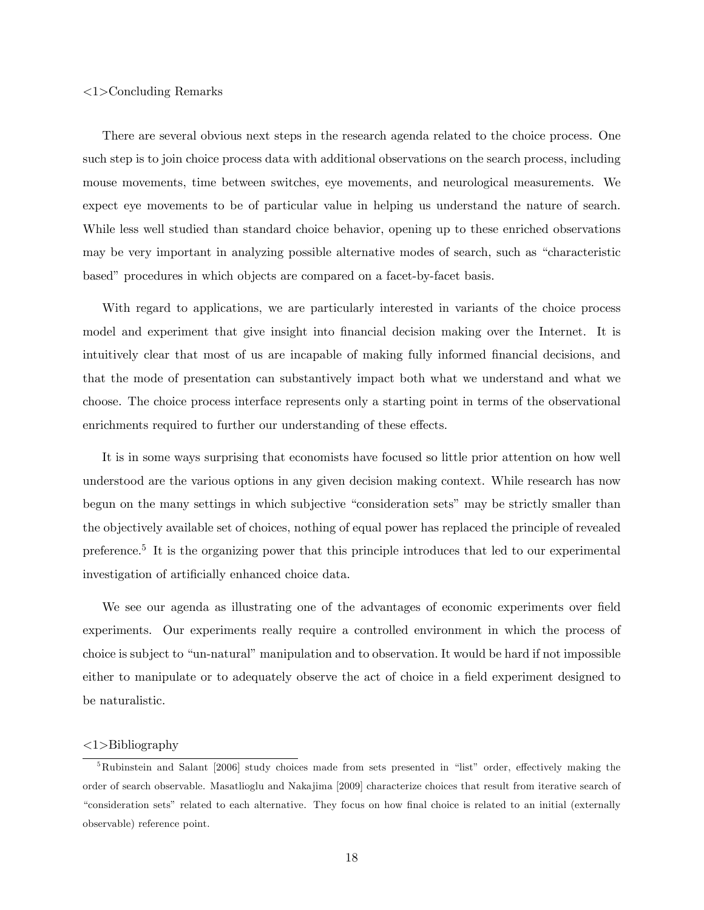<1>Concluding Remarks

There are several obvious next steps in the research agenda related to the choice process. One such step is to join choice process data with additional observations on the search process, including mouse movements, time between switches, eye movements, and neurological measurements. We expect eye movements to be of particular value in helping us understand the nature of search. While less well studied than standard choice behavior, opening up to these enriched observations may be very important in analyzing possible alternative modes of search, such as "characteristic based" procedures in which objects are compared on a facet-by-facet basis.

With regard to applications, we are particularly interested in variants of the choice process model and experiment that give insight into financial decision making over the Internet. It is intuitively clear that most of us are incapable of making fully informed financial decisions, and that the mode of presentation can substantively impact both what we understand and what we choose. The choice process interface represents only a starting point in terms of the observational enrichments required to further our understanding of these effects.

It is in some ways surprising that economists have focused so little prior attention on how well understood are the various options in any given decision making context. While research has now begun on the many settings in which subjective "consideration sets" may be strictly smaller than the objectively available set of choices, nothing of equal power has replaced the principle of revealed preference.[5] It is the organizing power that this principle introduces that led to our experimental investigation of artificially enhanced choice data.

We see our agenda as illustrating one of the advantages of economic experiments over field experiments. Our experiments really require a controlled environment in which the process of choice is subject to "un-natural" manipulation and to observation. It would be hard if not impossible either to manipulate or to adequately observe the act of choice in a field experiment designed to be naturalistic.

<1>Bibliography

[5] Rubinstein and Salant [2006] study choices made from sets presented in "list" order, effectively making the order of search observable. Masatlioglu and Nakajima [2009] characterize choices that result from iterative search of "consideration sets" related to each alternative. They focus on how final choice is related to an initial (externally observable) reference point.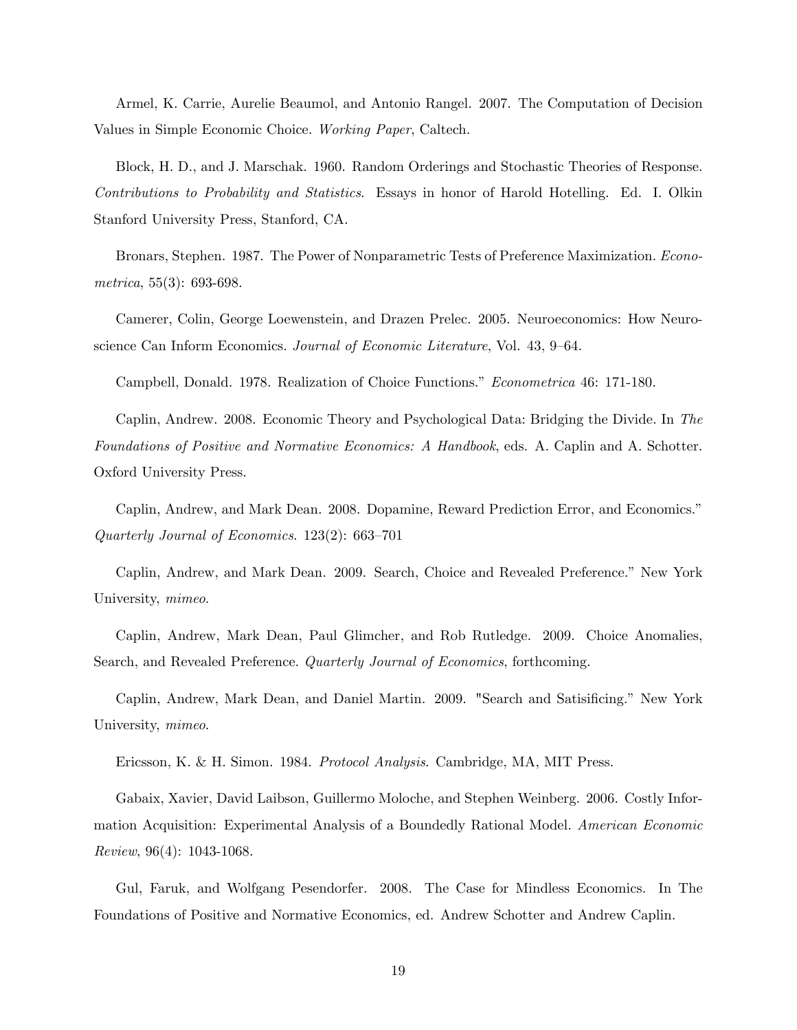Armel, K. Carrie, Aurelie Beaumol, and Antonio Rangel. 2007. The Computation of Decision Values in Simple Economic Choice. *Working Paper*, Caltech.

Block, H. D., and J. Marschak. 1960. Random Orderings and Stochastic Theories of Response. *Contributions to Probability and Statistics*. Essays in honor of Harold Hotelling. Ed. I. Olkin Stanford University Press, Stanford, CA.

Bronars, Stephen. 1987. The Power of Nonparametric Tests of Preference Maximization. *Econometrica*, 55(3): 693-698.

Camerer, Colin, George Loewenstein, and Drazen Prelec. 2005. Neuroeconomics: How Neuroscience Can Inform Economics. *Journal of Economic Literature*, Vol. 43, 9–64.

Campbell, Donald. 1978. Realization of Choice Functions." *Econometrica* 46: 171-180.

Caplin, Andrew. 2008. Economic Theory and Psychological Data: Bridging the Divide. In *The Foundations of Positive and Normative Economics: A Handbook*, eds. A. Caplin and A. Schotter. Oxford University Press.

Caplin, Andrew, and Mark Dean. 2008. Dopamine, Reward Prediction Error, and Economics." *Quarterly Journal of Economics*. 123(2): 663–701

Caplin, Andrew, and Mark Dean. 2009. Search, Choice and Revealed Preference." New York University, *mimeo*.

Caplin, Andrew, Mark Dean, Paul Glimcher, and Rob Rutledge. 2009. Choice Anomalies, Search, and Revealed Preference. *Quarterly Journal of Economics*, forthcoming.

Caplin, Andrew, Mark Dean, and Daniel Martin. 2009. "Search and Satisificing." New York University, *mimeo*.

Ericsson, K. & H. Simon. 1984. *Protocol Analysis*. Cambridge, MA, MIT Press.

Gabaix, Xavier, David Laibson, Guillermo Moloche, and Stephen Weinberg. 2006. Costly Information Acquisition: Experimental Analysis of a Boundedly Rational Model. *American Economic Review*, 96(4): 1043-1068.

Gul, Faruk, and Wolfgang Pesendorfer. 2008. The Case for Mindless Economics. In The Foundations of Positive and Normative Economics, ed. Andrew Schotter and Andrew Caplin.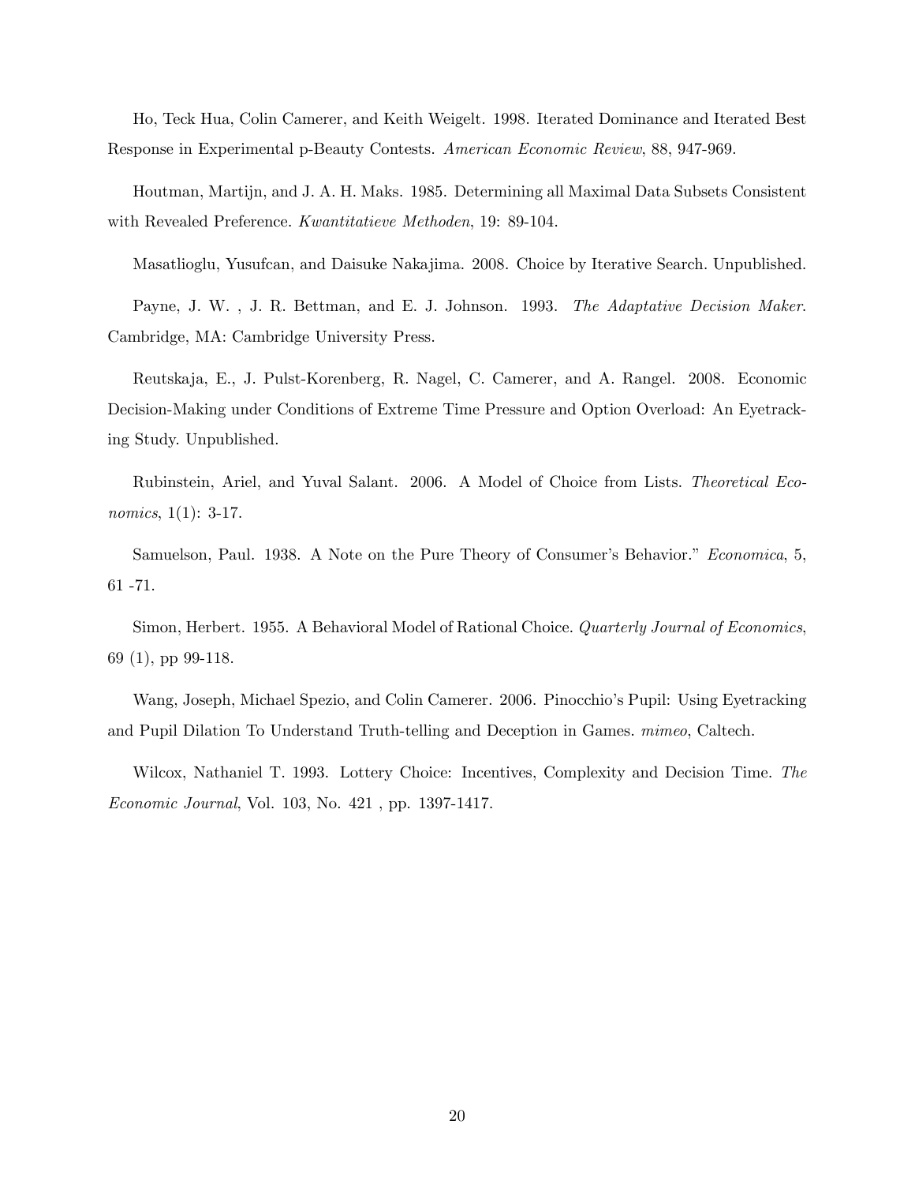Ho, Teck Hua, Colin Camerer, and Keith Weigelt. 1998. Iterated Dominance and Iterated Best Response in Experimental p-Beauty Contests. *American Economic Review*, 88, 947-969.

Houtman, Martijn, and J. A. H. Maks. 1985. Determining all Maximal Data Subsets Consistent with Revealed Preference. *Kwantitatieve Methoden*, 19: 89-104.

Masatlioglu, Yusufcan, and Daisuke Nakajima. 2008. Choice by Iterative Search. Unpublished.

Payne, J. W. , J. R. Bettman, and E. J. Johnson. 1993. *The Adaptative Decision Maker*. Cambridge, MA: Cambridge University Press.

Reutskaja, E., J. Pulst-Korenberg, R. Nagel, C. Camerer, and A. Rangel. 2008. Economic Decision-Making under Conditions of Extreme Time Pressure and Option Overload: An Eyetracking Study. Unpublished.

Rubinstein, Ariel, and Yuval Salant. 2006. A Model of Choice from Lists. *Theoretical Economics*, 1(1): 3-17.

Samuelson, Paul. 1938. A Note on the Pure Theory of Consumer's Behavior." *Economica*, 5, 61 -71.

Simon, Herbert. 1955. A Behavioral Model of Rational Choice. *Quarterly Journal of Economics*, 69 (1), pp 99-118.

Wang, Joseph, Michael Spezio, and Colin Camerer. 2006. Pinocchio's Pupil: Using Eyetracking and Pupil Dilation To Understand Truth-telling and Deception in Games. *mimeo*, Caltech.

Wilcox, Nathaniel T. 1993. Lottery Choice: Incentives, Complexity and Decision Time. *The Economic Journal*, Vol. 103, No. 421 , pp. 1397-1417.